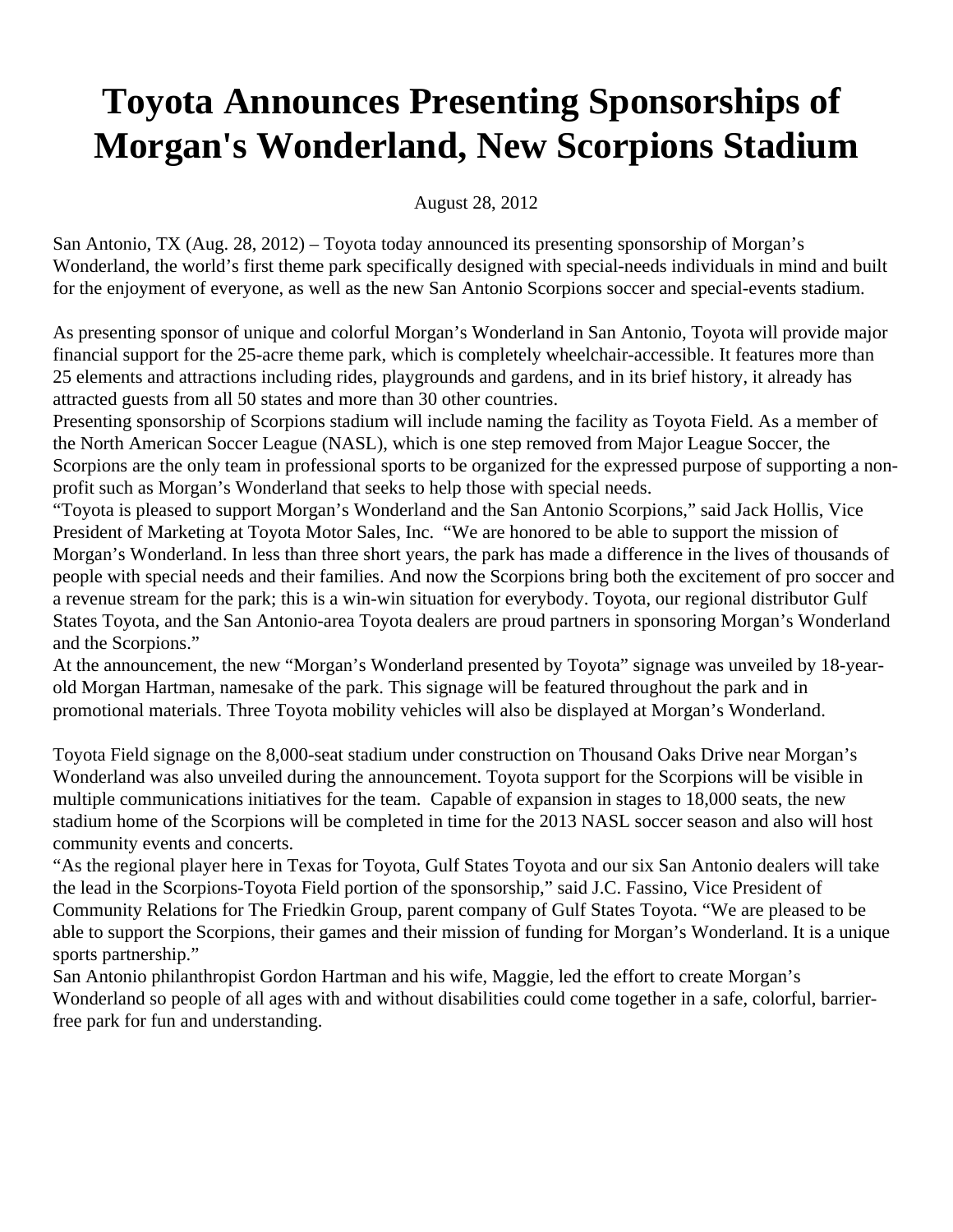# Toyota Announces Presenting Sponsorships of Morgan's Wonderland, New Scorpions Stadium

August 28, 2012

San Antonio, TX (Aug. 28, 2012) – Toyota today announced its presenting sponsorship of Morgan's Wonderland, the world's first theme park specifically designed with special-needs individuals in mind and built for the enjoyment of everyone, as well as the new San Antonio Scorpions soccer and special-events stadium.

As presenting sponsor of unique and colorful Morgan's Wonderland in San Antonio, Toyota will provide major financial support for the 25-acre theme park, which is completely wheelchair-accessible. It features more than 25 elements and attractions including rides, playgrounds and gardens, and in its brief history, it already has attracted guests from all 50 states and more than 30 other countries.

Presenting sponsorship of Scorpions stadium will include naming the facility as Toyota Field. As a member of the North American Soccer League (NASL), which is one step removed from Major League Soccer, the Scorpions are the only team in professional sports to be organized for the expressed purpose of supporting a non-profit such as Morgan's Wonderland that seeks to help those with special needs.

"Toyota is pleased to support Morgan's Wonderland and the San Antonio Scorpions," said Jack Hollis, Vice President of Marketing at Toyota Motor Sales, Inc. "We are honored to be able to support the mission of Morgan's Wonderland. In less than three short years, the park has made a difference in the lives of thousands of people with special needs and their families. And now the Scorpions bring both the excitement of pro soccer and a revenue stream for the park; this is a win-win situation for everybody. Toyota, our regional distributor Gulf States Toyota, and the San Antonio-area Toyota dealers are proud partners in sponsoring Morgan's Wonderland and the Scorpions."

At the announcement, the new "Morgan's Wonderland presented by Toyota" signage was unveiled by 18-year-old Morgan Hartman, namesake of the park. This signage will be featured throughout the park and in promotional materials. Three Toyota mobility vehicles will also be displayed at Morgan's Wonderland.

Toyota Field signage on the 8,000-seat stadium under construction on Thousand Oaks Drive near Morgan's Wonderland was also unveiled during the announcement. Toyota support for the Scorpions will be visible in multiple communications initiatives for the team. Capable of expansion in stages to 18,000 seats, the new stadium home of the Scorpions will be completed in time for the 2013 NASL soccer season and also will host community events and concerts.

"As the regional player here in Texas for Toyota, Gulf States Toyota and our six San Antonio dealers will take the lead in the Scorpions-Toyota Field portion of the sponsorship," said J.C. Fassino, Vice President of Community Relations for The Friedkin Group, parent company of Gulf States Toyota. "We are pleased to be able to support the Scorpions, their games and their mission of funding for Morgan's Wonderland. It is a unique sports partnership."

San Antonio philanthropist Gordon Hartman and his wife, Maggie, led the effort to create Morgan's Wonderland so people of all ages with and without disabilities could come together in a safe, colorful, barrier-free park for fun and understanding.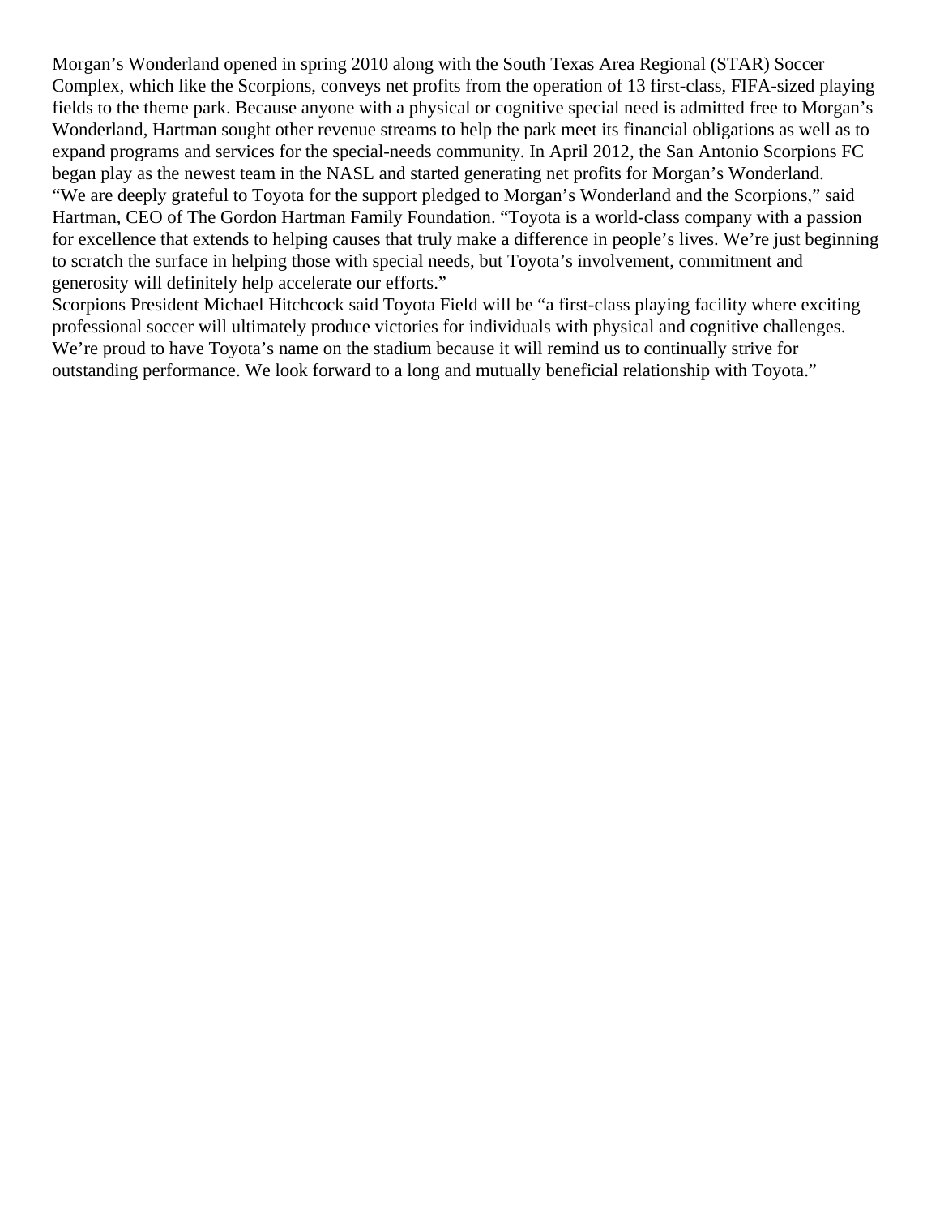Morgan’s Wonderland opened in spring 2010 along with the South Texas Area Regional (STAR) Soccer Complex, which like the Scorpions, conveys net profits from the operation of 13 first-class, FIFA-sized playing fields to the theme park. Because anyone with a physical or cognitive special need is admitted free to Morgan’s Wonderland, Hartman sought other revenue streams to help the park meet its financial obligations as well as to expand programs and services for the special-needs community. In April 2012, the San Antonio Scorpions FC began play as the newest team in the NASL and started generating net profits for Morgan’s Wonderland.

“We are deeply grateful to Toyota for the support pledged to Morgan’s Wonderland and the Scorpions,” said Hartman, CEO of The Gordon Hartman Family Foundation. “Toyota is a world-class company with a passion for excellence that extends to helping causes that truly make a difference in people’s lives. We’re just beginning to scratch the surface in helping those with special needs, but Toyota’s involvement, commitment and generosity will definitely help accelerate our efforts.”

Scorpions President Michael Hitchcock said Toyota Field will be “a first-class playing facility where exciting professional soccer will ultimately produce victories for individuals with physical and cognitive challenges. We’re proud to have Toyota’s name on the stadium because it will remind us to continually strive for outstanding performance. We look forward to a long and mutually beneficial relationship with Toyota.”